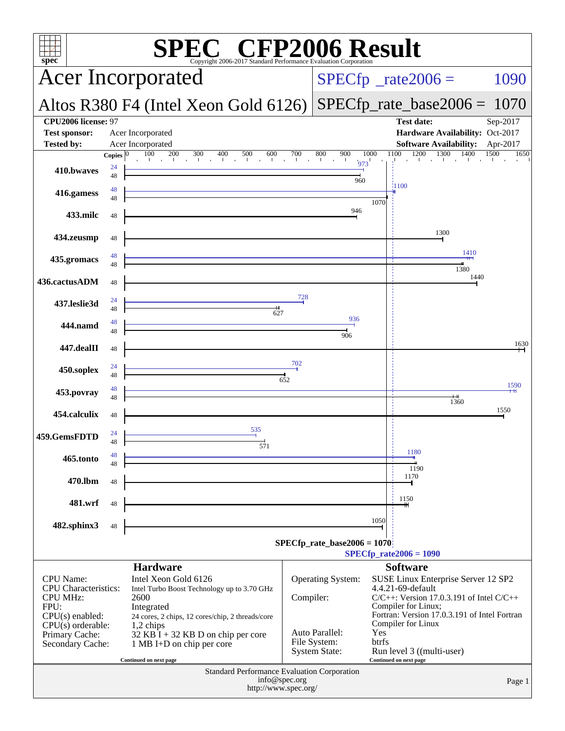# SPEC CFP2006 Result

Copyright 2006-2017 Standard Performance Evaluation Corporation

## Acer Incorporated

**Altos R380 F4 (Intel Xeon Gold 6126)**

SPECfp_rate2006 = 1090

SPECfp_rate_base2006 = 1070

| | | | |
|---|---|---|---|
| **CPU2006 license:** 97 | | **Test date:** | Sep-2017 |
| **Test sponsor:** | Acer Incorporated | **Hardware Availability:** | Oct-2017 |
| **Tested by:** | Acer Incorporated | **Software Availability:** | Apr-2017 |

| Benchmark | Copies (peak) | Peak | Copies (base) | Base |
|---|---|---|---|---|
| 410.bwaves | 24 | 973 | 48 | 960 |
| 416.gamess | 48 | 1100 | 48 | 1070 |
| 433.milc | | | 48 | 946 |
| 434.zeusmp | | | 48 | 1300 |
| 435.gromacs | 48 | 1410 | 48 | 1380 |
| 436.cactusADM | | | 48 | 1440 |
| 437.leslie3d | 24 | 728 | 48 | 627 |
| 444.namd | 48 | 936 | 48 | 906 |
| 447.dealII | | | 48 | 1630 |
| 450.soplex | 24 | 702 | 48 | 652 |
| 453.povray | 48 | 1590 | 48 | 1360 |
| 454.calculix | | | 48 | 1550 |
| 459.GemsFDTD | 24 | 535 | 48 | 571 |
| 465.tonto | 48 | 1180 | 48 | 1190 |
| 470.lbm | | | 48 | 1170 |
| 481.wrf | | | 48 | 1150 |
| 482.sphinx3 | | | 48 | 1050 |

SPECfp_rate_base2006 = 1070

SPECfp_rate2006 = 1090

### Hardware

| | |
|---|---|
| CPU Name: | Intel Xeon Gold 6126 |
| CPU Characteristics: | Intel Turbo Boost Technology up to 3.70 GHz |
| CPU MHz: | 2600 |
| FPU: | Integrated |
| CPU(s) enabled: | 24 cores, 2 chips, 12 cores/chip, 2 threads/core |
| CPU(s) orderable: | 1,2 chips |
| Primary Cache: | 32 KB I + 32 KB D on chip per core |
| Secondary Cache: | 1 MB I+D on chip per core |

Continued on next page

### Software

| | |
|---|---|
| Operating System: | SUSE Linux Enterprise Server 12 SP2 4.4.21-69-default |
| Compiler: | C/C++: Version 17.0.3.191 of Intel C/C++ Compiler for Linux; Fortran: Version 17.0.3.191 of Intel Fortran Compiler for Linux |
| Auto Parallel: | Yes |
| File System: | btrfs |
| System State: | Run level 3 ((multi-user) |

Continued on next page

Standard Performance Evaluation Corporation
info@spec.org
http://www.spec.org/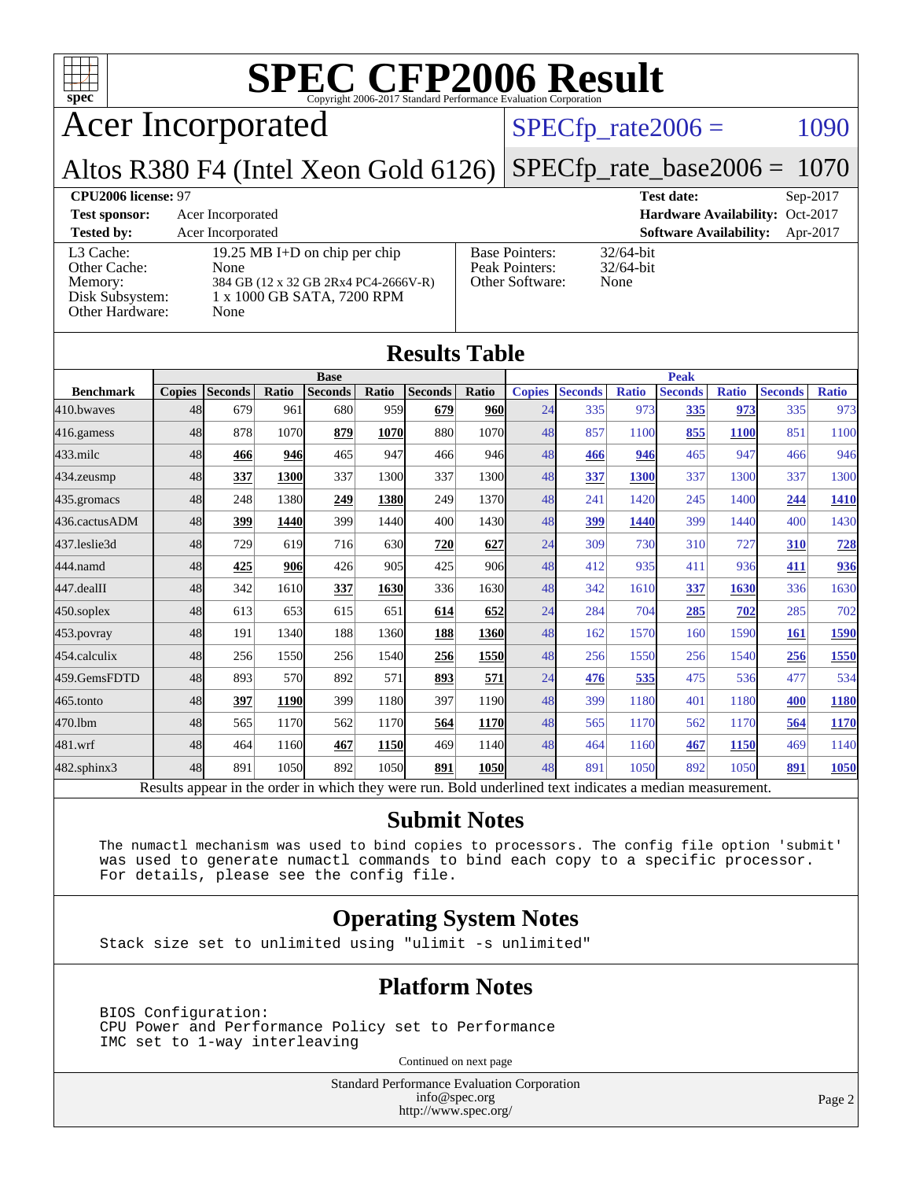# SPEC CFP2006 Result

Copyright 2006-2017 Standard Performance Evaluation Corporation

## Acer Incorporated

**SPECfp_rate2006 = 1090**

## Altos R380 F4 (Intel Xeon Gold 6126)

**SPECfp_rate_base2006 = 1070**

| | | | |
|---|---|---|---|
| **CPU2006 license:** 97 | | **Test date:** | Sep-2017 |
| **Test sponsor:** | Acer Incorporated | **Hardware Availability:** | Oct-2017 |
| **Tested by:** | Acer Incorporated | **Software Availability:** | Apr-2017 |

| | | | |
|---|---|---|---|
| L3 Cache: | 19.25 MB I+D on chip per chip | Base Pointers: | 32/64-bit |
| Other Cache: | None | Peak Pointers: | 32/64-bit |
| Memory: | 384 GB (12 x 32 GB 2Rx4 PC4-2666V-R) | Other Software: | None |
| Disk Subsystem: | 1 x 1000 GB SATA, 7200 RPM | | |
| Other Hardware: | None | | |

## Results Table

| | Base | | | | | | | Peak | | | | | | |
|---|---|---|---|---|---|---|---|---|---|---|---|---|---|---|
| **Benchmark** | **Copies** | **Seconds** | **Ratio** | **Seconds** | **Ratio** | **Seconds** | **Ratio** | **Copies** | **Seconds** | **Ratio** | **Seconds** | **Ratio** | **Seconds** | **Ratio** |
| 410.bwaves | 48 | 679 | 961 | 680 | 959 | **679** | **960** | 24 | 335 | 973 | **335** | **973** | 335 | 973 |
| 416.gamess | 48 | 878 | 1070 | **879** | **1070** | 880 | 1070 | 48 | 857 | 1100 | **855** | **1100** | 851 | 1100 |
| 433.milc | 48 | **466** | **946** | 465 | 947 | 466 | 946 | 48 | **466** | **946** | 465 | 947 | 466 | 946 |
| 434.zeusmp | 48 | **337** | **1300** | 337 | 1300 | 337 | 1300 | 48 | **337** | **1300** | 337 | 1300 | 337 | 1300 |
| 435.gromacs | 48 | 248 | 1380 | **249** | **1380** | 249 | 1370 | 48 | 241 | 1420 | 245 | 1400 | **244** | **1410** |
| 436.cactusADM | 48 | **399** | **1440** | 399 | 1440 | 400 | 1430 | 48 | **399** | **1440** | 399 | 1440 | 400 | 1430 |
| 437.leslie3d | 48 | 729 | 619 | 716 | 630 | **720** | **627** | 24 | 309 | 730 | 310 | 727 | **310** | **728** |
| 444.namd | 48 | **425** | **906** | 426 | 905 | 425 | 906 | 48 | 412 | 935 | 411 | 936 | **411** | **936** |
| 447.dealII | 48 | 342 | 1610 | **337** | **1630** | 336 | 1630 | 48 | 342 | 1610 | **337** | **1630** | 336 | 1630 |
| 450.soplex | 48 | 613 | 653 | 615 | 651 | **614** | **652** | 24 | 284 | 704 | **285** | **702** | 285 | 702 |
| 453.povray | 48 | 191 | 1340 | 188 | 1360 | **188** | **1360** | 48 | 162 | 1570 | 160 | 1590 | **161** | **1590** |
| 454.calculix | 48 | 256 | 1550 | 256 | 1540 | **256** | **1550** | 48 | 256 | 1550 | 256 | 1540 | **256** | **1550** |
| 459.GemsFDTD | 48 | 893 | 570 | 892 | 571 | **893** | **571** | 24 | **476** | **535** | 475 | 536 | 477 | 534 |
| 465.tonto | 48 | **397** | **1190** | 399 | 1180 | 397 | 1190 | 48 | 399 | 1180 | 401 | 1180 | **400** | **1180** |
| 470.lbm | 48 | 565 | 1170 | 562 | 1170 | **564** | **1170** | 48 | 565 | 1170 | 562 | 1170 | **564** | **1170** |
| 481.wrf | 48 | 464 | 1160 | **467** | **1150** | 469 | 1140 | 48 | 464 | 1160 | **467** | **1150** | 469 | 1140 |
| 482.sphinx3 | 48 | 891 | 1050 | 892 | 1050 | **891** | **1050** | 48 | 891 | 1050 | 892 | 1050 | **891** | **1050** |

Results appear in the order in which they were run. Bold underlined text indicates a median measurement.

## Submit Notes

The numactl mechanism was used to bind copies to processors. The config file option 'submit' was used to generate numactl commands to bind each copy to a specific processor. For details, please see the config file.

## Operating System Notes

Stack size set to unlimited using "ulimit -s unlimited"

## Platform Notes

BIOS Configuration:
CPU Power and Performance Policy set to Performance
IMC set to 1-way interleaving

Continued on next page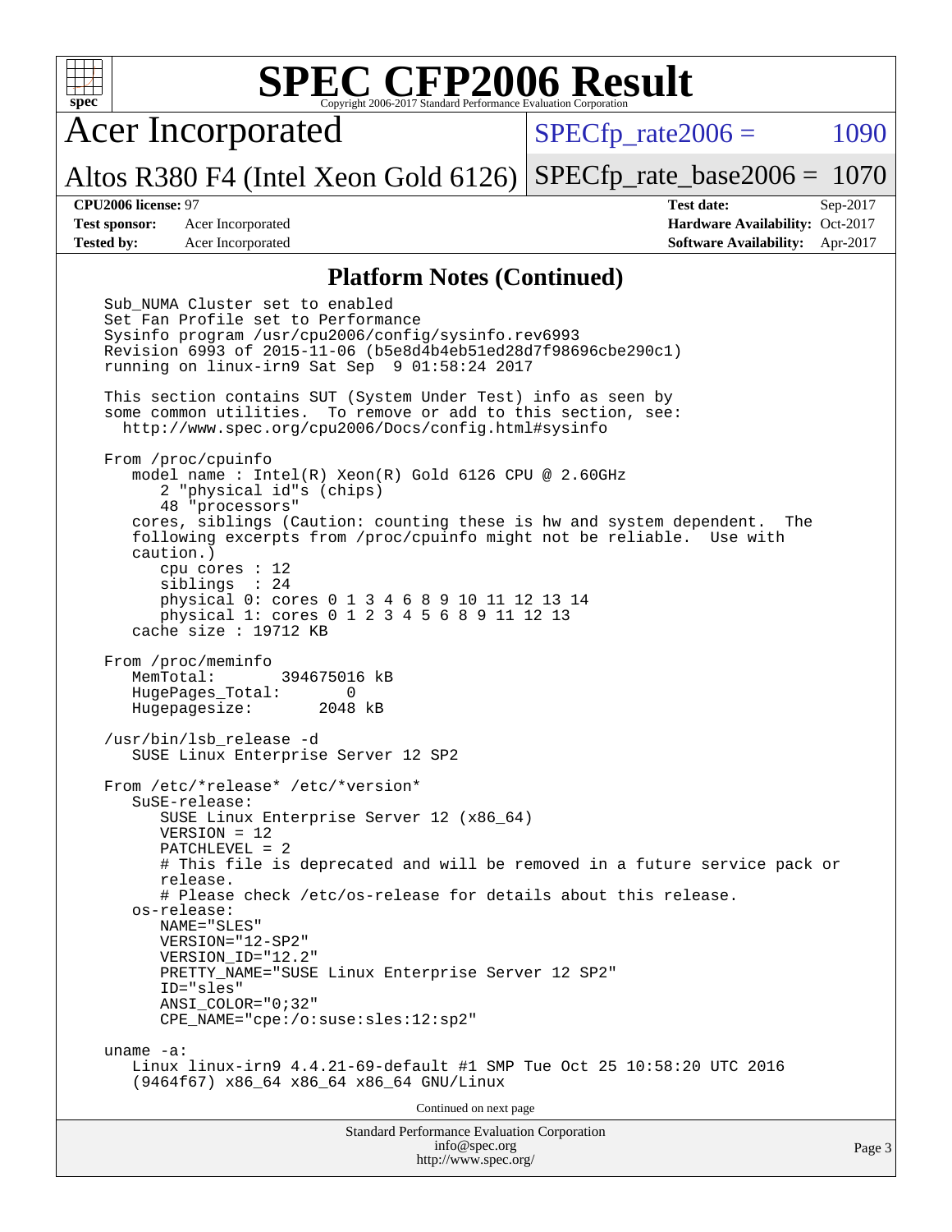# SPEC CFP2006 Result

Copyright 2006-2017 Standard Performance Evaluation Corporation

## Acer Incorporated

Altos R380 F4 (Intel Xeon Gold 6126)

SPECfp_rate2006 = 1090

SPECfp_rate_base2006 = 1070

**CPU2006 license:** 97

**Test sponsor:** Acer Incorporated

**Tested by:** Acer Incorporated

**Test date:** Sep-2017

**Hardware Availability:** Oct-2017

**Software Availability:** Apr-2017

## Platform Notes (Continued)

```
Sub_NUMA Cluster set to enabled
Set Fan Profile set to Performance
Sysinfo program /usr/cpu2006/config/sysinfo.rev6993
Revision 6993 of 2015-11-06 (b5e8d4b4eb51ed28d7f98696cbe290c1)
running on linux-irn9 Sat Sep  9 01:58:24 2017

This section contains SUT (System Under Test) info as seen by
some common utilities.  To remove or add to this section, see:
  http://www.spec.org/cpu2006/Docs/config.html#sysinfo

From /proc/cpuinfo
   model name : Intel(R) Xeon(R) Gold 6126 CPU @ 2.60GHz
      2 "physical id"s (chips)
      48 "processors"
   cores, siblings (Caution: counting these is hw and system dependent.  The
   following excerpts from /proc/cpuinfo might not be reliable.  Use with
   caution.)
      cpu cores : 12
      siblings  : 24
      physical 0: cores 0 1 3 4 6 8 9 10 11 12 13 14
      physical 1: cores 0 1 2 3 4 5 6 8 9 11 12 13
   cache size : 19712 KB

From /proc/meminfo
   MemTotal:       394675016 kB
   HugePages_Total:       0
   Hugepagesize:       2048 kB

/usr/bin/lsb_release -d
   SUSE Linux Enterprise Server 12 SP2

From /etc/*release* /etc/*version*
   SuSE-release:
      SUSE Linux Enterprise Server 12 (x86_64)
      VERSION = 12
      PATCHLEVEL = 2
      # This file is deprecated and will be removed in a future service pack or
      release.
      # Please check /etc/os-release for details about this release.
   os-release:
      NAME="SLES"
      VERSION="12-SP2"
      VERSION_ID="12.2"
      PRETTY_NAME="SUSE Linux Enterprise Server 12 SP2"
      ID="sles"
      ANSI_COLOR="0;32"
      CPE_NAME="cpe:/o:suse:sles:12:sp2"

uname -a:
   Linux linux-irn9 4.4.21-69-default #1 SMP Tue Oct 25 10:58:20 UTC 2016
   (9464f67) x86_64 x86_64 x86_64 GNU/Linux
```

Continued on next page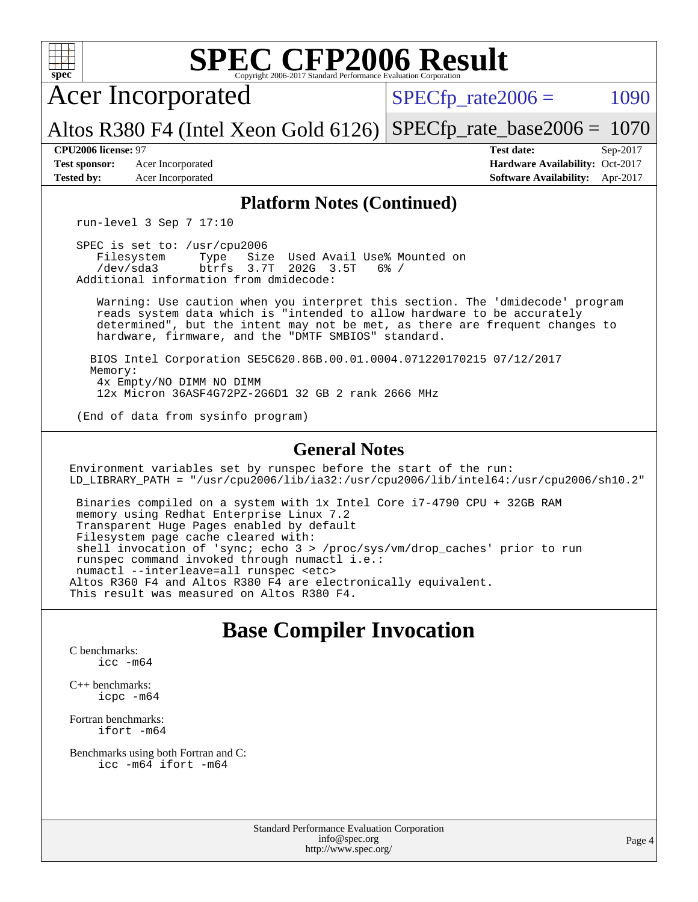# SPEC CFP2006 Result

Copyright 2006-2017 Standard Performance Evaluation Corporation

## Acer Incorporated

**Altos R380 F4 (Intel Xeon Gold 6126)**

SPECfp_rate2006 = 1090

SPECfp_rate_base2006 = 1070

**CPU2006 license:** 97

**Test sponsor:** Acer Incorporated

**Tested by:** Acer Incorporated

**Test date:** Sep-2017

**Hardware Availability:** Oct-2017

**Software Availability:** Apr-2017

### Platform Notes (Continued)

```
run-level 3 Sep 7 17:10

SPEC is set to: /usr/cpu2006
   Filesystem     Type   Size  Used Avail Use% Mounted on
   /dev/sda3      btrfs  3.7T  202G  3.5T   6% /
Additional information from dmidecode:

    Warning: Use caution when you interpret this section. The 'dmidecode' program
    reads system data which is "intended to allow hardware to be accurately
    determined", but the intent may not be met, as there are frequent changes to
    hardware, firmware, and the "DMTF SMBIOS" standard.

   BIOS Intel Corporation SE5C620.86B.00.01.0004.071220170215 07/12/2017
   Memory:
    4x Empty/NO DIMM NO DIMM
    12x Micron 36ASF4G72PZ-2G6D1 32 GB 2 rank 2666 MHz

(End of data from sysinfo program)
```

### General Notes

```
Environment variables set by runspec before the start of the run:
LD_LIBRARY_PATH = "/usr/cpu2006/lib/ia32:/usr/cpu2006/lib/intel64:/usr/cpu2006/sh10.2"

 Binaries compiled on a system with 1x Intel Core i7-4790 CPU + 32GB RAM
 memory using Redhat Enterprise Linux 7.2
 Transparent Huge Pages enabled by default
 Filesystem page cache cleared with:
 shell invocation of 'sync; echo 3 > /proc/sys/vm/drop_caches' prior to run
 runspec command invoked through numactl i.e.:
 numactl --interleave=all runspec <etc>
Altos R360 F4 and Altos R380 F4 are electronically equivalent.
This result was measured on Altos R380 F4.
```

## Base Compiler Invocation

C benchmarks:
```
icc -m64
```

C++ benchmarks:
```
icpc -m64
```

Fortran benchmarks:
```
ifort -m64
```

Benchmarks using both Fortran and C:
```
icc -m64 ifort -m64
```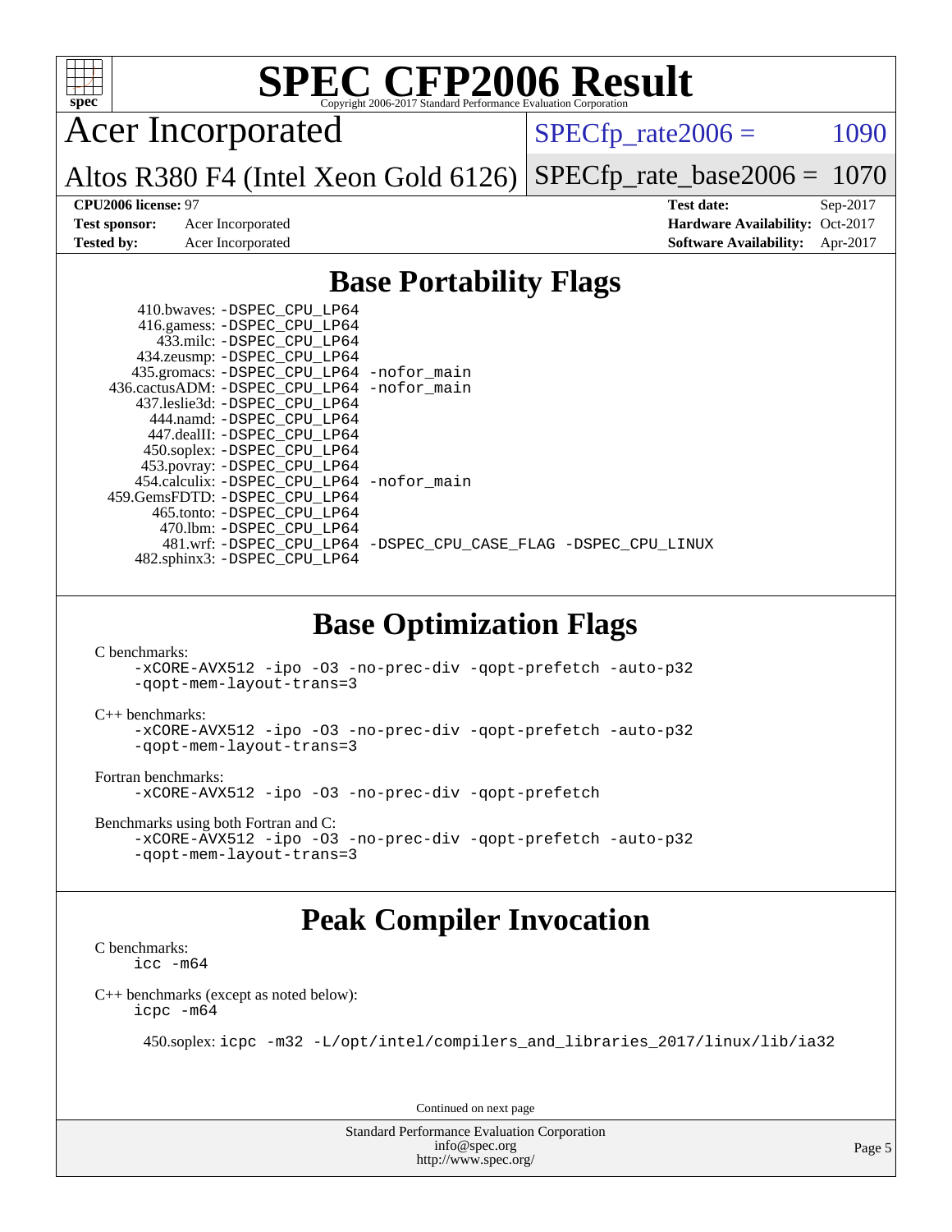# SPEC CFP2006 Result

Copyright 2006-2017 Standard Performance Evaluation Corporation

**Acer Incorporated**

**Altos R380 F4 (Intel Xeon Gold 6126)**

SPECfp_rate2006 = 1090

SPECfp_rate_base2006 = 1070

| | | | |
|---|---|---|---|
| **CPU2006 license:** 97 | | **Test date:** | Sep-2017 |
| **Test sponsor:** | Acer Incorporated | **Hardware Availability:** | Oct-2017 |
| **Tested by:** | Acer Incorporated | **Software Availability:** | Apr-2017 |

## Base Portability Flags

```
     410.bwaves: -DSPEC_CPU_LP64
     416.gamess: -DSPEC_CPU_LP64
       433.milc: -DSPEC_CPU_LP64
     434.zeusmp: -DSPEC_CPU_LP64
    435.gromacs: -DSPEC_CPU_LP64 -nofor_main
 436.cactusADM: -DSPEC_CPU_LP64 -nofor_main
   437.leslie3d: -DSPEC_CPU_LP64
      444.namd: -DSPEC_CPU_LP64
    447.dealII: -DSPEC_CPU_LP64
    450.soplex: -DSPEC_CPU_LP64
    453.povray: -DSPEC_CPU_LP64
  454.calculix: -DSPEC_CPU_LP64 -nofor_main
459.GemsFDTD: -DSPEC_CPU_LP64
     465.tonto: -DSPEC_CPU_LP64
       470.lbm: -DSPEC_CPU_LP64
       481.wrf: -DSPEC_CPU_LP64 -DSPEC_CPU_CASE_FLAG -DSPEC_CPU_LINUX
   482.sphinx3: -DSPEC_CPU_LP64
```

## Base Optimization Flags

C benchmarks:

```
-xCORE-AVX512 -ipo -O3 -no-prec-div -qopt-prefetch -auto-p32
-qopt-mem-layout-trans=3
```

C++ benchmarks:

```
-xCORE-AVX512 -ipo -O3 -no-prec-div -qopt-prefetch -auto-p32
-qopt-mem-layout-trans=3
```

Fortran benchmarks:

```
-xCORE-AVX512 -ipo -O3 -no-prec-div -qopt-prefetch
```

Benchmarks using both Fortran and C:

```
-xCORE-AVX512 -ipo -O3 -no-prec-div -qopt-prefetch -auto-p32
-qopt-mem-layout-trans=3
```

## Peak Compiler Invocation

C benchmarks:

```
icc -m64
```

C++ benchmarks (except as noted below):

```
icpc -m64
```

450.soplex: `icpc -m32 -L/opt/intel/compilers_and_libraries_2017/linux/lib/ia32`

Continued on next page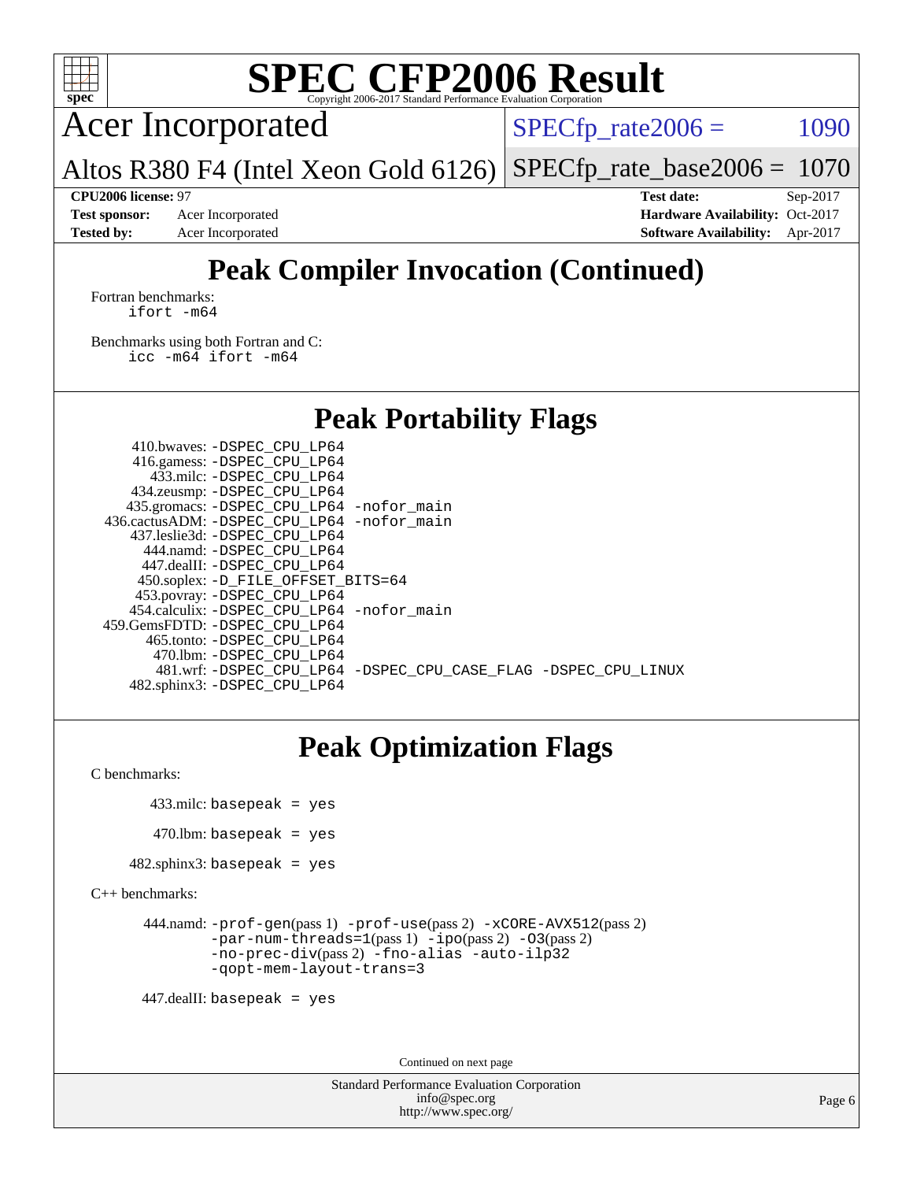# SPEC CFP2006 Result

Copyright 2006-2017 Standard Performance Evaluation Corporation

**Acer Incorporated**

**Altos R380 F4 (Intel Xeon Gold 6126)**

SPECfp_rate2006 = 1090

SPECfp_rate_base2006 = 1070

| | | | |
|---|---|---|---|
| **CPU2006 license:** 97 | | **Test date:** | Sep-2017 |
| **Test sponsor:** | Acer Incorporated | **Hardware Availability:** | Oct-2017 |
| **Tested by:** | Acer Incorporated | **Software Availability:** | Apr-2017 |

## Peak Compiler Invocation (Continued)

Fortran benchmarks:
```
ifort -m64
```

Benchmarks using both Fortran and C:
```
icc -m64 ifort -m64
```

## Peak Portability Flags

```
    410.bwaves: -DSPEC_CPU_LP64
   416.gamess: -DSPEC_CPU_LP64
     433.milc: -DSPEC_CPU_LP64
   434.zeusmp: -DSPEC_CPU_LP64
  435.gromacs: -DSPEC_CPU_LP64 -nofor_main
436.cactusADM: -DSPEC_CPU_LP64 -nofor_main
  437.leslie3d: -DSPEC_CPU_LP64
     444.namd: -DSPEC_CPU_LP64
   447.dealII: -DSPEC_CPU_LP64
   450.soplex: -D_FILE_OFFSET_BITS=64
   453.povray: -DSPEC_CPU_LP64
  454.calculix: -DSPEC_CPU_LP64 -nofor_main
459.GemsFDTD: -DSPEC_CPU_LP64
    465.tonto: -DSPEC_CPU_LP64
      470.lbm: -DSPEC_CPU_LP64
      481.wrf: -DSPEC_CPU_LP64 -DSPEC_CPU_CASE_FLAG -DSPEC_CPU_LINUX
  482.sphinx3: -DSPEC_CPU_LP64
```

## Peak Optimization Flags

C benchmarks:

```
433.milc: basepeak = yes

470.lbm: basepeak = yes

482.sphinx3: basepeak = yes
```

C++ benchmarks:

```
444.namd: -prof-gen(pass 1) -prof-use(pass 2) -xCORE-AVX512(pass 2)
          -par-num-threads=1(pass 1) -ipo(pass 2) -O3(pass 2)
          -no-prec-div(pass 2) -fno-alias -auto-ilp32
          -qopt-mem-layout-trans=3

447.dealII: basepeak = yes
```

Continued on next page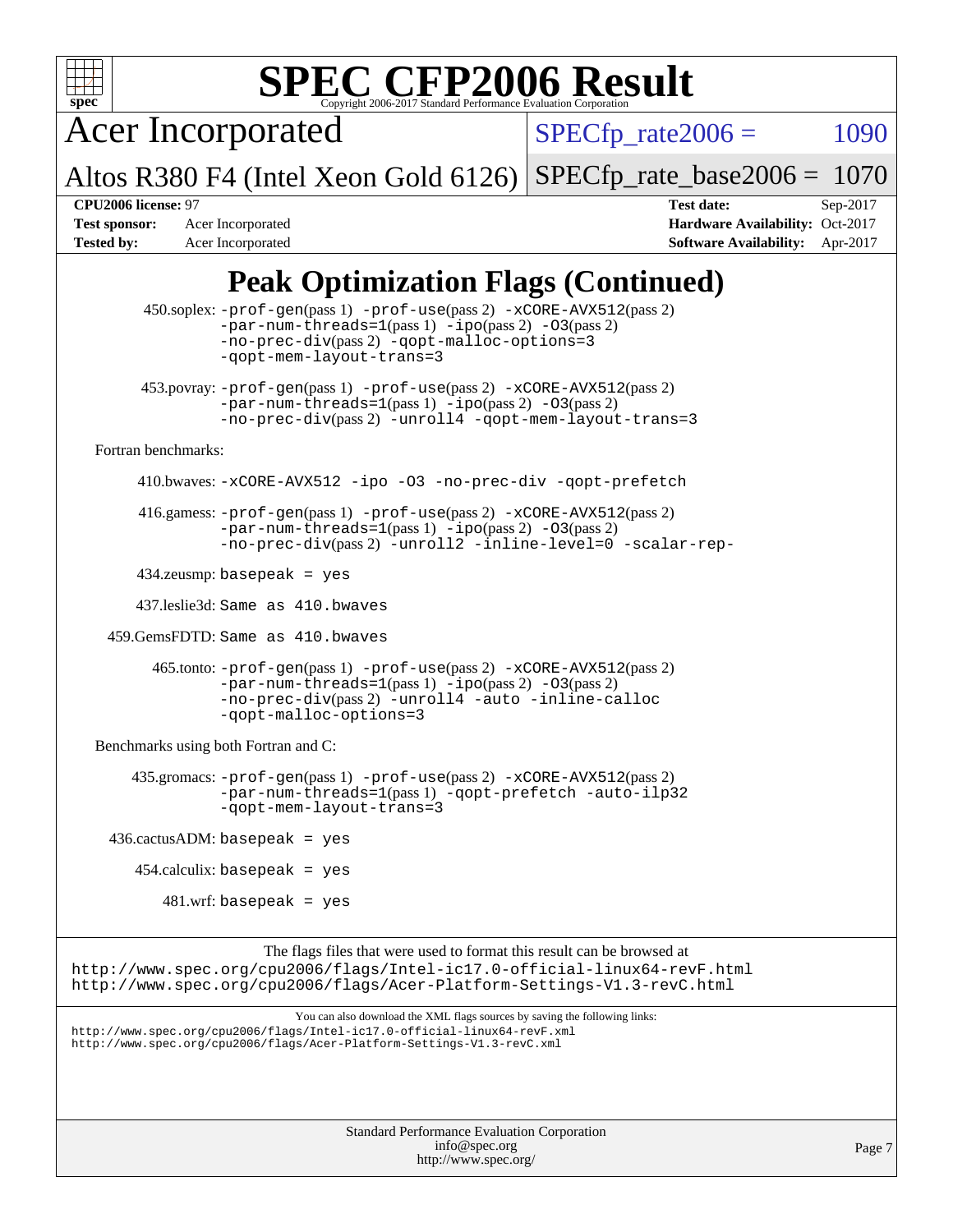# SPEC CFP2006 Result

Copyright 2006-2017 Standard Performance Evaluation Corporation

**Acer Incorporated**

**Altos R380 F4 (Intel Xeon Gold 6126)**

SPECfp_rate2006 = 1090

SPECfp_rate_base2006 = 1070

| | | | |
|---|---|---|---|
| **CPU2006 license:** 97 | | **Test date:** | Sep-2017 |
| **Test sponsor:** | Acer Incorporated | **Hardware Availability:** | Oct-2017 |
| **Tested by:** | Acer Incorporated | **Software Availability:** | Apr-2017 |

## Peak Optimization Flags (Continued)

450.soplex: `-prof-gen`(pass 1) `-prof-use`(pass 2) `-xCORE-AVX512`(pass 2) `-par-num-threads=1`(pass 1) `-ipo`(pass 2) `-O3`(pass 2) `-no-prec-div`(pass 2) `-qopt-malloc-options=3` `-qopt-mem-layout-trans=3`

453.povray: `-prof-gen`(pass 1) `-prof-use`(pass 2) `-xCORE-AVX512`(pass 2) `-par-num-threads=1`(pass 1) `-ipo`(pass 2) `-O3`(pass 2) `-no-prec-div`(pass 2) `-unroll4` `-qopt-mem-layout-trans=3`

Fortran benchmarks:

410.bwaves: `-xCORE-AVX512 -ipo -O3 -no-prec-div -qopt-prefetch`

416.gamess: `-prof-gen`(pass 1) `-prof-use`(pass 2) `-xCORE-AVX512`(pass 2) `-par-num-threads=1`(pass 1) `-ipo`(pass 2) `-O3`(pass 2) `-no-prec-div`(pass 2) `-unroll2 -inline-level=0 -scalar-rep-`

434.zeusmp: `basepeak = yes`

437.leslie3d: `Same as 410.bwaves`

459.GemsFDTD: `Same as 410.bwaves`

465.tonto: `-prof-gen`(pass 1) `-prof-use`(pass 2) `-xCORE-AVX512`(pass 2) `-par-num-threads=1`(pass 1) `-ipo`(pass 2) `-O3`(pass 2) `-no-prec-div`(pass 2) `-unroll4 -auto -inline-calloc` `-qopt-malloc-options=3`

Benchmarks using both Fortran and C:

435.gromacs: `-prof-gen`(pass 1) `-prof-use`(pass 2) `-xCORE-AVX512`(pass 2) `-par-num-threads=1`(pass 1) `-qopt-prefetch -auto-ilp32` `-qopt-mem-layout-trans=3`

436.cactusADM: `basepeak = yes`

454.calculix: `basepeak = yes`

481.wrf: `basepeak = yes`

The flags files that were used to format this result can be browsed at
http://www.spec.org/cpu2006/flags/Intel-ic17.0-official-linux64-revF.html
http://www.spec.org/cpu2006/flags/Acer-Platform-Settings-V1.3-revC.html

You can also download the XML flags sources by saving the following links:
http://www.spec.org/cpu2006/flags/Intel-ic17.0-official-linux64-revF.xml
http://www.spec.org/cpu2006/flags/Acer-Platform-Settings-V1.3-revC.xml

Standard Performance Evaluation Corporation
info@spec.org
http://www.spec.org/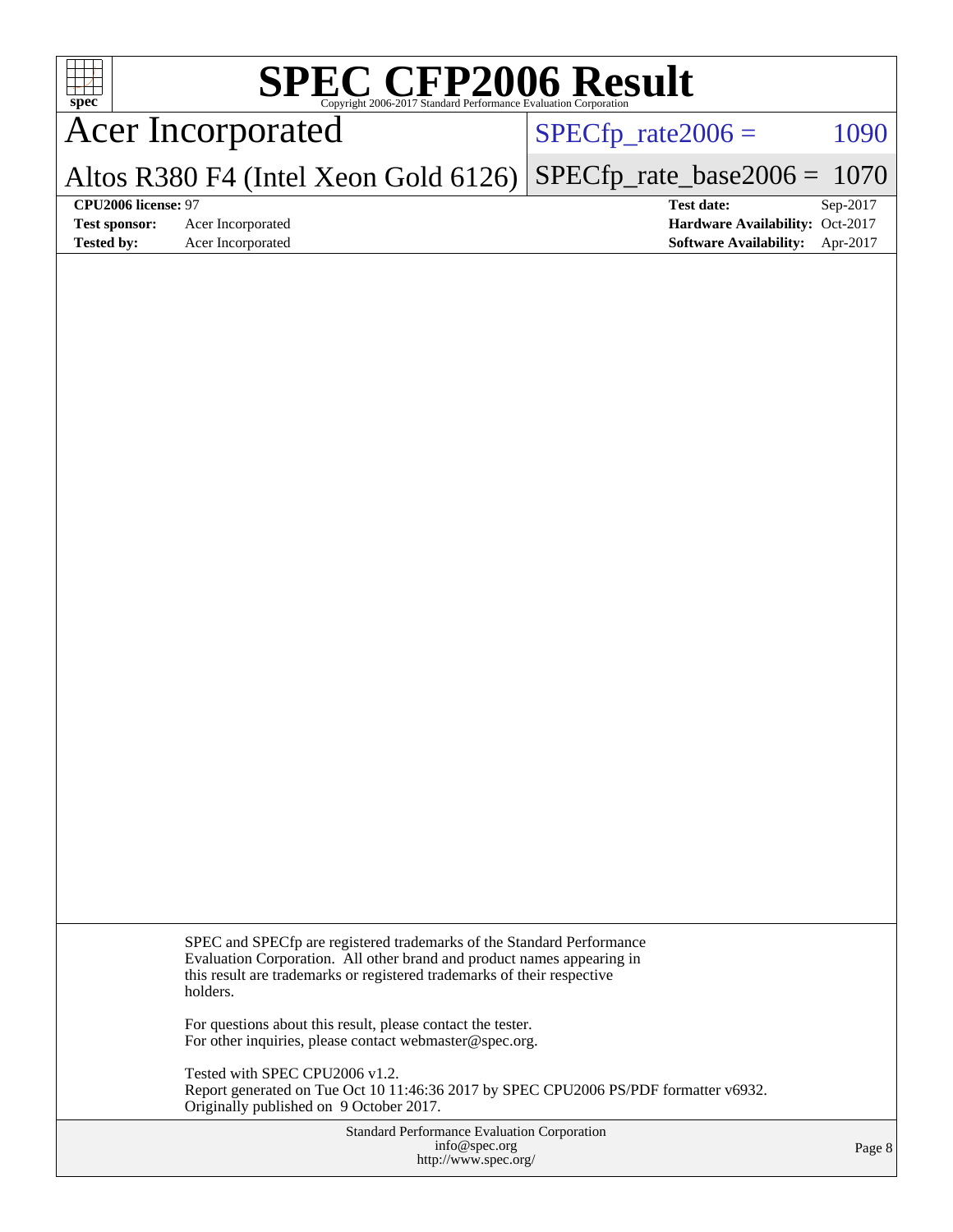SPEC and SPECfp are registered trademarks of the Standard Performance Evaluation Corporation. All other brand and product names appearing in this result are trademarks or registered trademarks of their respective holders.

For questions about this result, please contact the tester.
For other inquiries, please contact webmaster@spec.org.

Tested with SPEC CPU2006 v1.2.
Report generated on Tue Oct 10 11:46:36 2017 by SPEC CPU2006 PS/PDF formatter v6932.
Originally published on 9 October 2017.